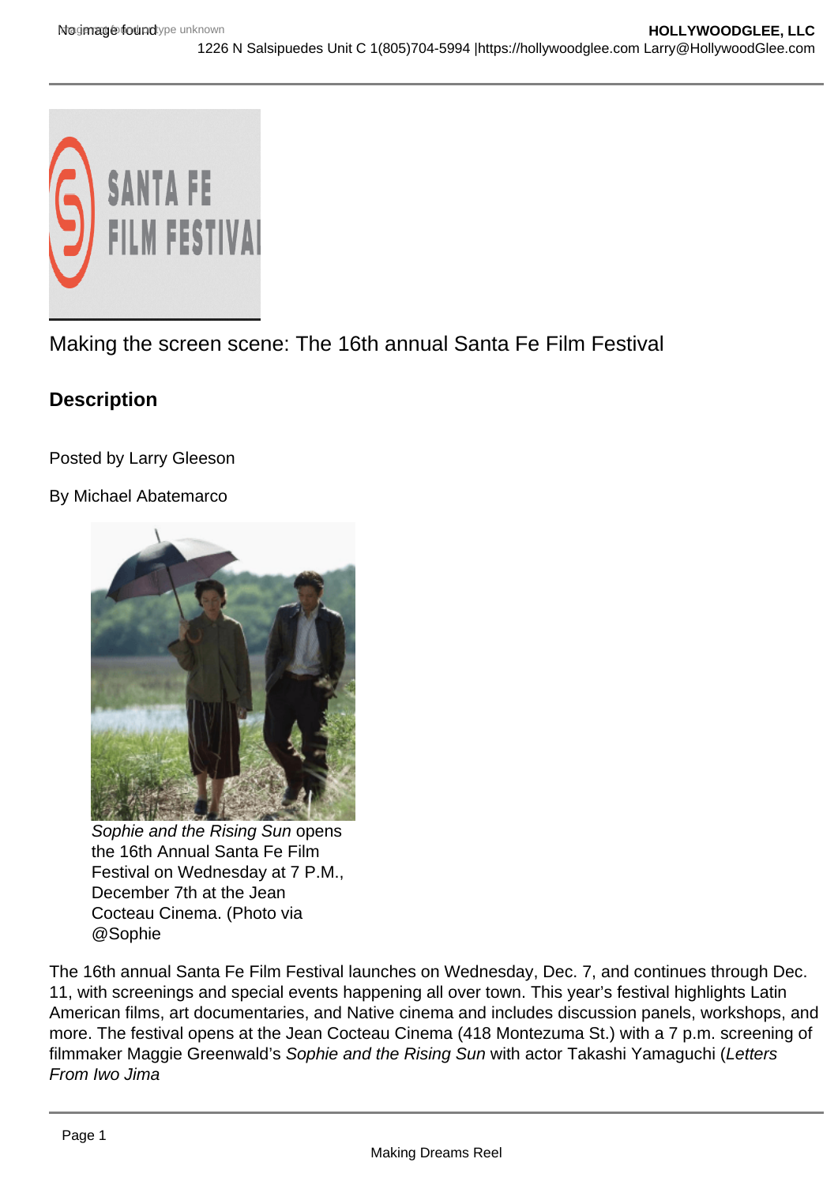Making the screen scene: The 16th annual Santa Fe Film Festival

## Description

Posted by Larry Gleeson

By Michael Abatemarco

*Sophie and the Rising Sun* opens the 16th Annual Santa Fe Film Festival on Wednesday at 7 P.M., December 7th at the Jean Cocteau Cinema. (Photo via @Sophie

The 16th annual Santa Fe Film Festival launches on Wednesday, Dec. 7, and continues through Dec. 11, with screenings and special events happening all over town. This year's festival highlights Latin American films, art documentaries, and Native cinema and includes discussion panels, workshops, and more. The festival opens at the Jean Cocteau Cinema (418 Montezuma St.) with a 7 p.m. screening of filmmaker Maggie Greenwald's *Sophie and the Rising Sun* with actor Takashi Yamaguchi (*Letters From Iwo Jima*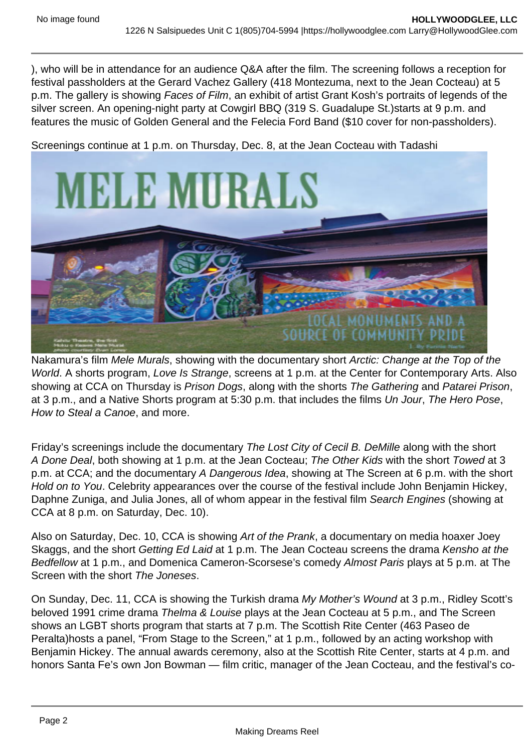), who will be in attendance for an audience Q&A after the film. The screening follows a reception for festival passholders at the Gerard Vachez Gallery (418 Montezuma, next to the Jean Cocteau) at 5 p.m. The gallery is showing *Faces of Film*, an exhibit of artist Grant Kosh's portraits of legends of the silver screen. An opening-night party at Cowgirl BBQ (319 S. Guadalupe St.)starts at 9 p.m. and features the music of Golden General and the Felecia Ford Band ($10 cover for non-passholders).

Screenings continue at 1 p.m. on Thursday, Dec. 8, at the Jean Cocteau with Tadashi Nakamura's film *Mele Murals*, showing with the documentary short *Arctic: Change at the Top of the World*. A shorts program, *Love Is Strange*, screens at 1 p.m. at the Center for Contemporary Arts. Also showing at CCA on Thursday is *Prison Dogs*, along with the shorts *The Gathering* and *Patarei Prison*, at 3 p.m., and a Native Shorts program at 5:30 p.m. that includes the films *Un Jour*, *The Hero Pose*, *How to Steal a Canoe*, and more.

Friday's screenings include the documentary *The Lost City of Cecil B. DeMille* along with the short *A Done Deal*, both showing at 1 p.m. at the Jean Cocteau; *The Other Kids* with the short *Towed* at 3 p.m. at CCA; and the documentary *A Dangerous Idea*, showing at The Screen at 6 p.m. with the short *Hold on to You*. Celebrity appearances over the course of the festival include John Benjamin Hickey, Daphne Zuniga, and Julia Jones, all of whom appear in the festival film *Search Engines* (showing at CCA at 8 p.m. on Saturday, Dec. 10).

Also on Saturday, Dec. 10, CCA is showing *Art of the Prank*, a documentary on media hoaxer Joey Skaggs, and the short *Getting Ed Laid* at 1 p.m. The Jean Cocteau screens the drama *Kensho at the Bedfellow* at 1 p.m., and Domenica Cameron-Scorsese's comedy *Almost Paris* plays at 5 p.m. at The Screen with the short *The Joneses*.

On Sunday, Dec. 11, CCA is showing the Turkish drama *My Mother's Wound* at 3 p.m., Ridley Scott's beloved 1991 crime drama *Thelma & Louise* plays at the Jean Cocteau at 5 p.m., and The Screen shows an LGBT shorts program that starts at 7 p.m. The Scottish Rite Center (463 Paseo de Peralta)hosts a panel, "From Stage to the Screen," at 1 p.m., followed by an acting workshop with Benjamin Hickey. The annual awards ceremony, also at the Scottish Rite Center, starts at 4 p.m. and honors Santa Fe's own Jon Bowman — film critic, manager of the Jean Cocteau, and the festival's co-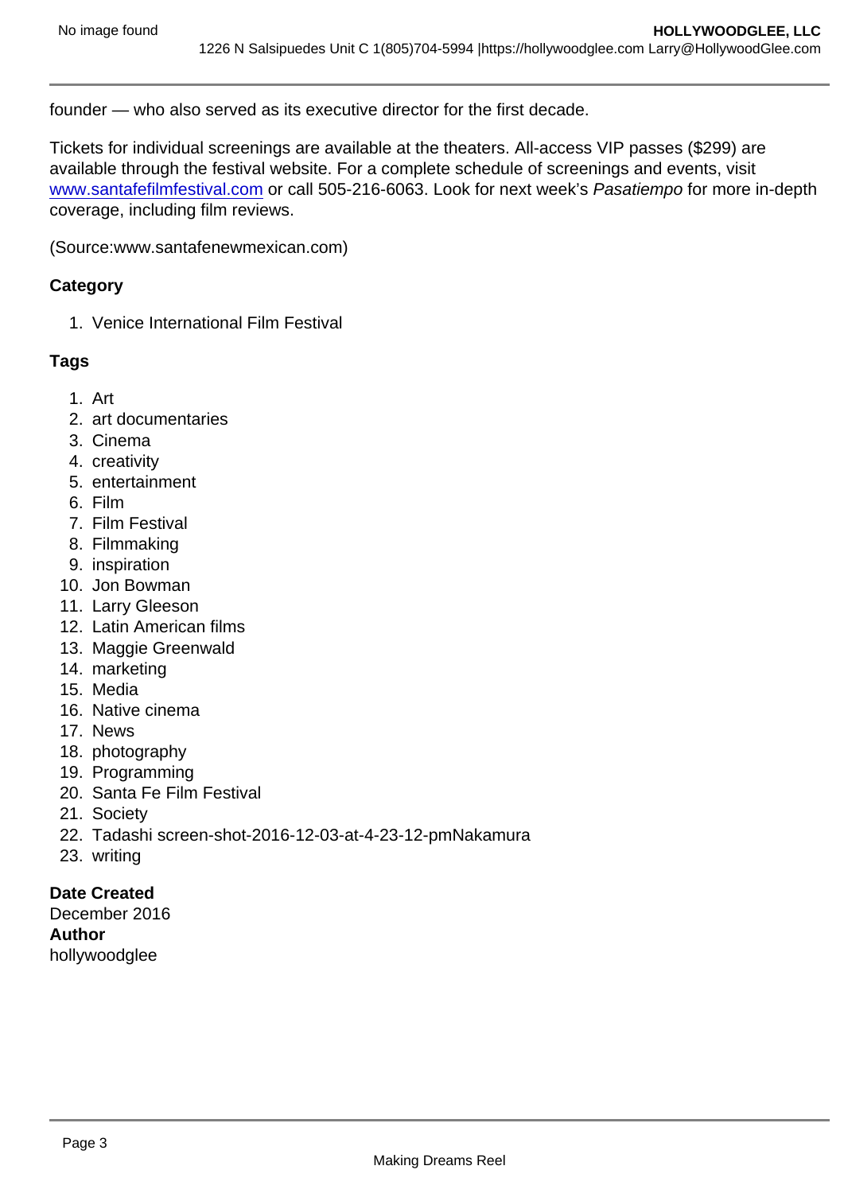founder — who also served as its executive director for the first decade.

Tickets for individual screenings are available at the theaters. All-access VIP passes ($299) are available through the festival website. For a complete schedule of screenings and events, visit [www.santafefilmfestival.com](http://www.santafefilmfestival.com) or call 505-216-6063. Look for next week's *Pasatiempo* for more in-depth coverage, including film reviews.

(Source:www.santafenewmexican.com)

**Category**

1. Venice International Film Festival

**Tags**

1. Art
2. art documentaries
3. Cinema
4. creativity
5. entertainment
6. Film
7. Film Festival
8. Filmmaking
9. inspiration
10. Jon Bowman
11. Larry Gleeson
12. Latin American films
13. Maggie Greenwald
14. marketing
15. Media
16. Native cinema
17. News
18. photography
19. Programming
20. Santa Fe Film Festival
21. Society
22. Tadashi screen-shot-2016-12-03-at-4-23-12-pmNakamura
23. writing

**Date Created**
December 2016
**Author**
hollywoodglee